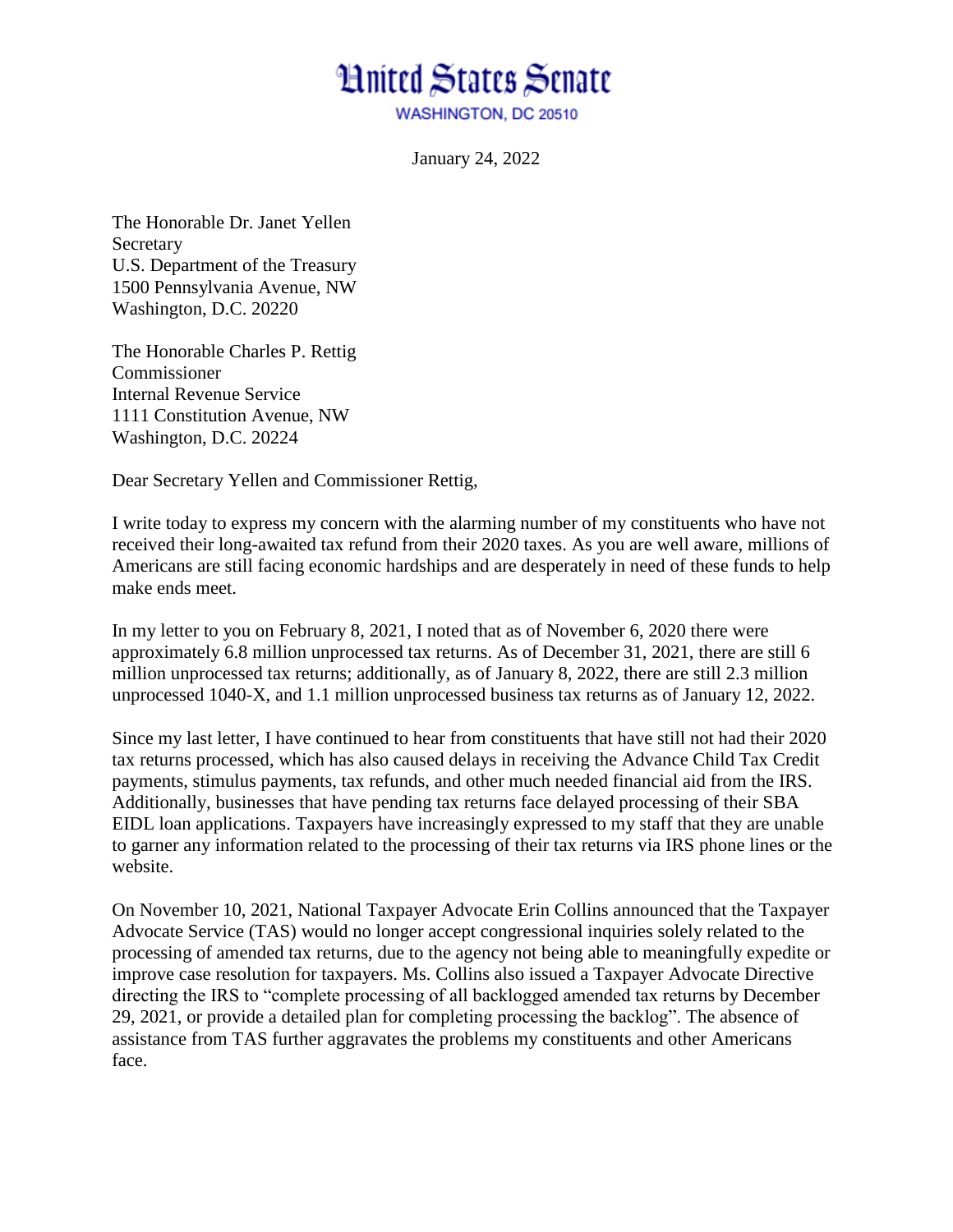# United States Senate

WASHINGTON, DC 20510

January 24, 2022

The Honorable Dr. Janet Yellen
Secretary
U.S. Department of the Treasury
1500 Pennsylvania Avenue, NW
Washington, D.C. 20220

The Honorable Charles P. Rettig
Commissioner
Internal Revenue Service
1111 Constitution Avenue, NW
Washington, D.C. 20224

Dear Secretary Yellen and Commissioner Rettig,

I write today to express my concern with the alarming number of my constituents who have not received their long-awaited tax refund from their 2020 taxes. As you are well aware, millions of Americans are still facing economic hardships and are desperately in need of these funds to help make ends meet.

In my letter to you on February 8, 2021, I noted that as of November 6, 2020 there were approximately 6.8 million unprocessed tax returns. As of December 31, 2021, there are still 6 million unprocessed tax returns; additionally, as of January 8, 2022, there are still 2.3 million unprocessed 1040-X, and 1.1 million unprocessed business tax returns as of January 12, 2022.

Since my last letter, I have continued to hear from constituents that have still not had their 2020 tax returns processed, which has also caused delays in receiving the Advance Child Tax Credit payments, stimulus payments, tax refunds, and other much needed financial aid from the IRS. Additionally, businesses that have pending tax returns face delayed processing of their SBA EIDL loan applications. Taxpayers have increasingly expressed to my staff that they are unable to garner any information related to the processing of their tax returns via IRS phone lines or the website.

On November 10, 2021, National Taxpayer Advocate Erin Collins announced that the Taxpayer Advocate Service (TAS) would no longer accept congressional inquiries solely related to the processing of amended tax returns, due to the agency not being able to meaningfully expedite or improve case resolution for taxpayers. Ms. Collins also issued a Taxpayer Advocate Directive directing the IRS to "complete processing of all backlogged amended tax returns by December 29, 2021, or provide a detailed plan for completing processing the backlog". The absence of assistance from TAS further aggravates the problems my constituents and other Americans face.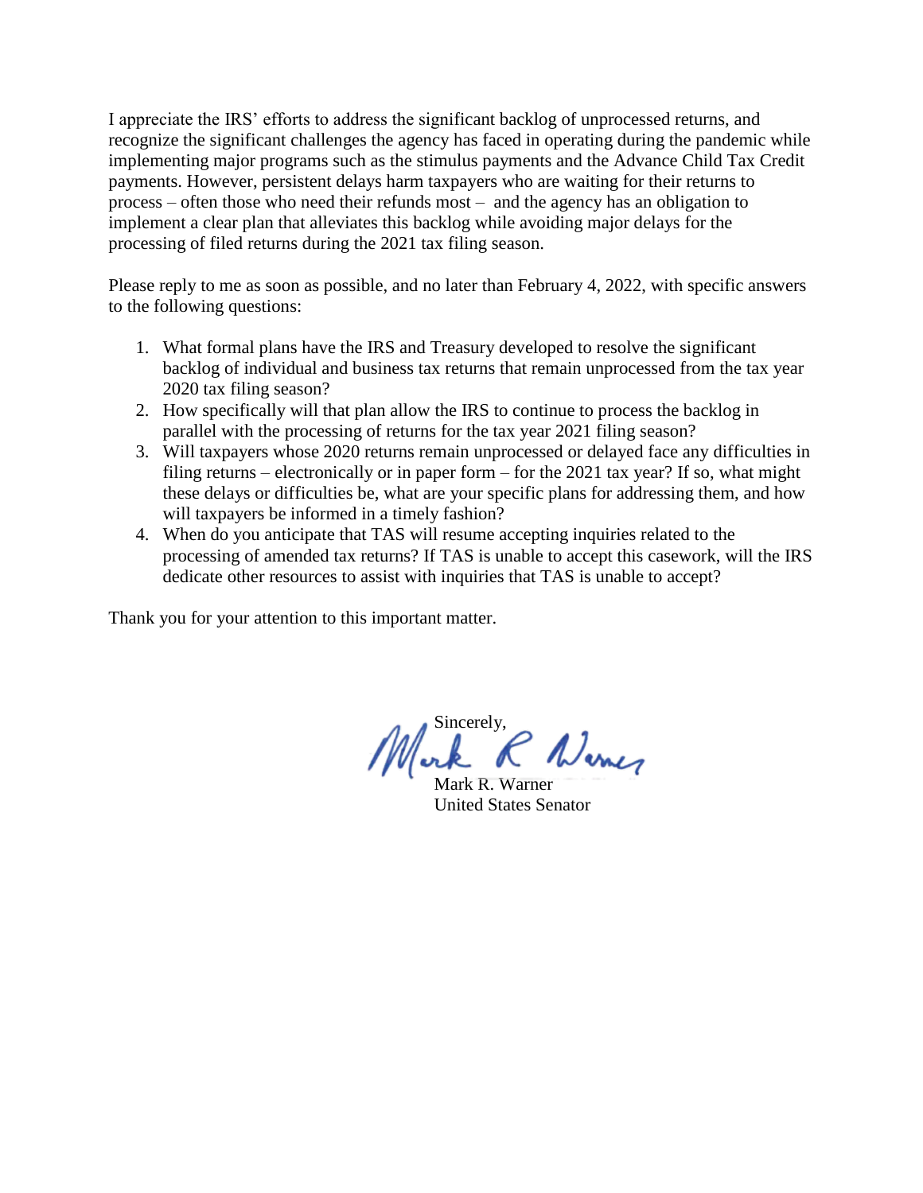I appreciate the IRS' efforts to address the significant backlog of unprocessed returns, and recognize the significant challenges the agency has faced in operating during the pandemic while implementing major programs such as the stimulus payments and the Advance Child Tax Credit payments. However, persistent delays harm taxpayers who are waiting for their returns to process – often those who need their refunds most – and the agency has an obligation to implement a clear plan that alleviates this backlog while avoiding major delays for the processing of filed returns during the 2021 tax filing season.

Please reply to me as soon as possible, and no later than February 4, 2022, with specific answers to the following questions:

1. What formal plans have the IRS and Treasury developed to resolve the significant backlog of individual and business tax returns that remain unprocessed from the tax year 2020 tax filing season?
2. How specifically will that plan allow the IRS to continue to process the backlog in parallel with the processing of returns for the tax year 2021 filing season?
3. Will taxpayers whose 2020 returns remain unprocessed or delayed face any difficulties in filing returns – electronically or in paper form – for the 2021 tax year? If so, what might these delays or difficulties be, what are your specific plans for addressing them, and how will taxpayers be informed in a timely fashion?
4. When do you anticipate that TAS will resume accepting inquiries related to the processing of amended tax returns? If TAS is unable to accept this casework, will the IRS dedicate other resources to assist with inquiries that TAS is unable to accept?

Thank you for your attention to this important matter.

Sincerely,

Mark R. Warner
United States Senator